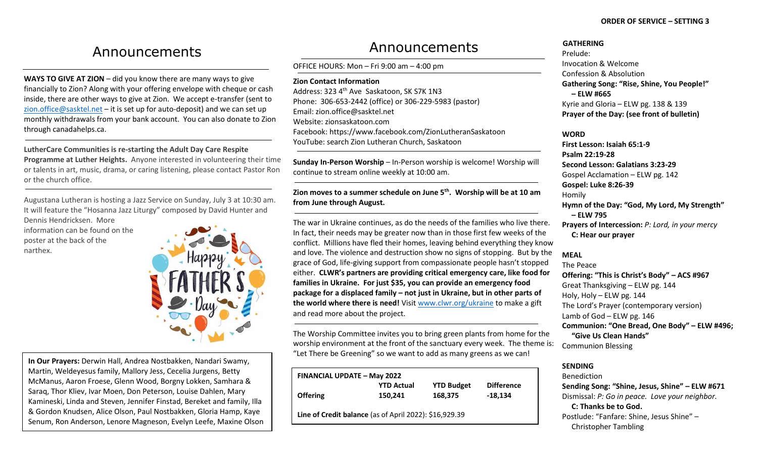# Announcements

**WAYS TO GIVE AT ZION** – did you know there are many ways to give financially to Zion? Along with your offering envelope with cheque or cash inside, there are other ways to give at Zion. We accept e-transfer (sent to zion.office@sasktel.net – it is set up for auto-deposit) and we can set up monthly withdrawals from your bank account. You can also donate to Zion through canadahelps.ca.

**LutherCare Communities is re-starting the Adult Day Care Respite Programme at Luther Heights.** Anyone interested in volunteering their time or talents in art, music, drama, or caring listening, please contact Pastor Ron or the church office.

Augustana Lutheran is hosting a Jazz Service on Sunday, July 3 at 10:30 am. It will feature the "Hosanna Jazz Liturgy" composed by David Hunter and Dennis Hendricksen. More information can be found on the poster at the back of the narthex.

**In Our Prayers:** Derwin Hall, Andrea Nostbakken, Nandari Swamy, Martin, Weldeyesus family, Mallory Jess, Cecelia Jurgens, Betty McManus, Aaron Froese, Glenn Wood, Borgny Lokken, Samhara & Saraq, Thor Kliev, Ivar Moen, Don Peterson, Louise Dahlen, Mary Kamineski, Linda and Steven, Jennifer Finstad, Bereket and family, Illa & Gordon Knudsen, Alice Olson, Paul Nostbakken, Gloria Hamp, Kaye Senum, Ron Anderson, Lenore Magneson, Evelyn Leefe, Maxine Olson

# Announcements

OFFICE HOURS: Mon – Fri 9:00 am – 4:00 pm

**Zion Contact Information**
Address: 323 4th Ave Saskatoon, SK S7K 1N3
Phone: 306-653-2442 (office) or 306-229-5983 (pastor)
Email: zion.office@sasktel.net
Website: zionsaskatoon.com
Facebook: https://www.facebook.com/ZionLutheranSaskatoon
YouTube: search Zion Lutheran Church, Saskatoon

**Sunday In-Person Worship** – In-Person worship is welcome! Worship will continue to stream online weekly at 10:00 am.

**Zion moves to a summer schedule on June 5th. Worship will be at 10 am from June through August.**

The war in Ukraine continues, as do the needs of the families who live there. In fact, their needs may be greater now than in those first few weeks of the conflict. Millions have fled their homes, leaving behind everything they know and love. The violence and destruction show no signs of stopping. But by the grace of God, life-giving support from compassionate people hasn't stopped either. **CLWR's partners are providing critical emergency care, like food for families in Ukraine. For just $35, you can provide an emergency food package for a displaced family – not just in Ukraine, but in other parts of the world where there is need!** Visit www.clwr.org/ukraine to make a gift and read more about the project.

The Worship Committee invites you to bring green plants from home for the worship environment at the front of the sanctuary every week. The theme is: "Let There be Greening" so we want to add as many greens as we can!

**FINANCIAL UPDATE – May 2022**

| | YTD Actual | YTD Budget | Difference |
|---|---|---|---|
| **Offering** | **150,241** | **168,375** | **-18,134** |

**Line of Credit balance** (as of April 2022): $16,929.39

**ORDER OF SERVICE – SETTING 3**

**GATHERING**
Prelude:
Invocation & Welcome
Confession & Absolution
**Gathering Song: "Rise, Shine, You People!" – ELW #665**
Kyrie and Gloria – ELW pg. 138 & 139
**Prayer of the Day: (see front of bulletin)**

**WORD**
**First Lesson: Isaiah 65:1-9**
**Psalm 22:19-28**
**Second Lesson: Galatians 3:23-29**
Gospel Acclamation – ELW pg. 142
**Gospel: Luke 8:26-39**
Homily
**Hymn of the Day: "God, My Lord, My Strength" – ELW 795**
**Prayers of Intercession:** *P: Lord, in your mercy*
**C: Hear our prayer**

**MEAL**
The Peace
**Offering: "This is Christ's Body" – ACS #967**
Great Thanksgiving – ELW pg. 144
Holy, Holy – ELW pg. 144
The Lord's Prayer (contemporary version)
Lamb of God – ELW pg. 146
**Communion: "One Bread, One Body" – ELW #496; "Give Us Clean Hands"**
Communion Blessing

**SENDING**
Benediction
**Sending Song: "Shine, Jesus, Shine" – ELW #671**
Dismissal: *P: Go in peace. Love your neighbor.*
**C: Thanks be to God.**
Postlude: "Fanfare: Shine, Jesus Shine" – Christopher Tambling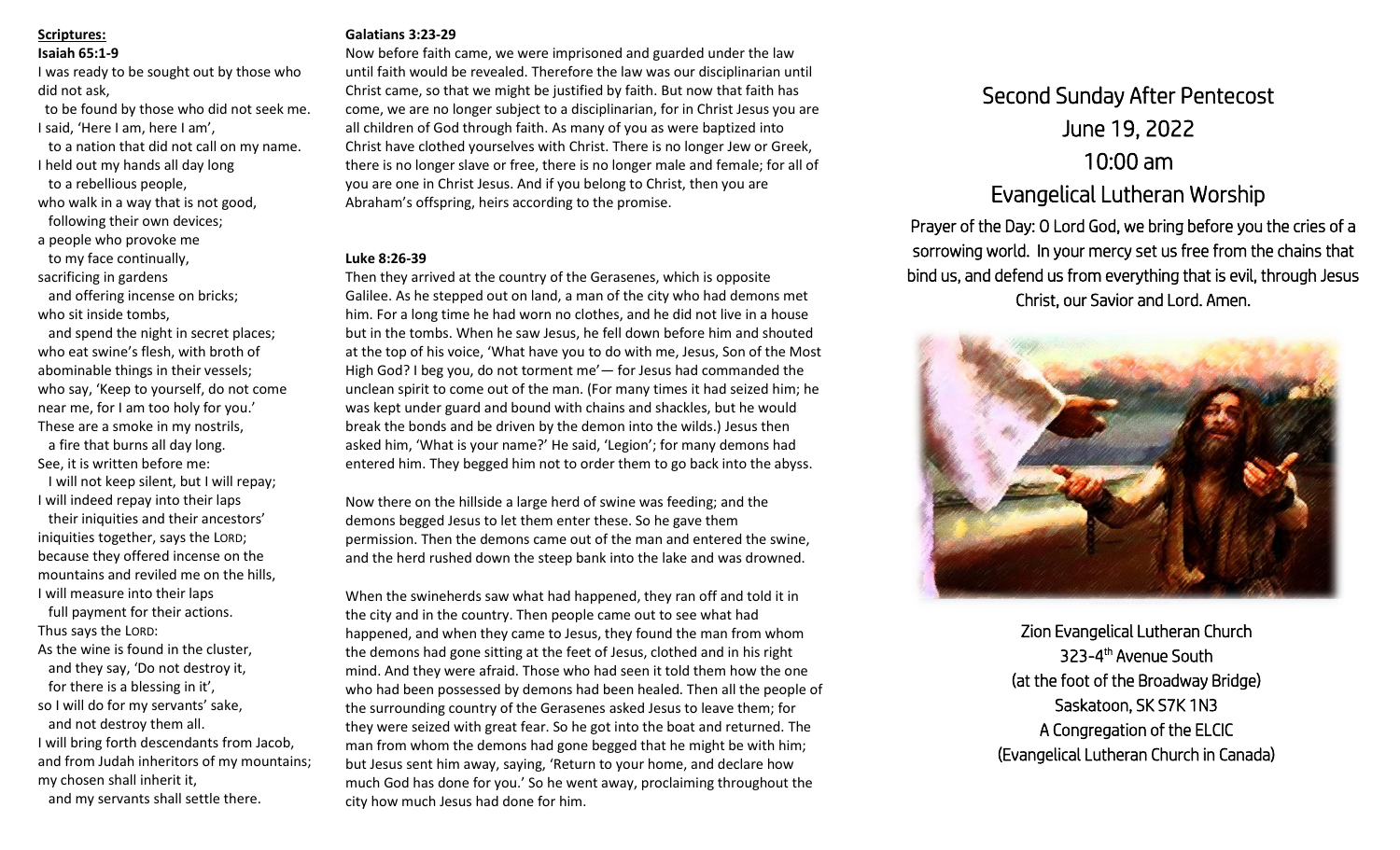**Scriptures:**

**Isaiah 65:1-9**

I was ready to be sought out by those who did not ask,
to be found by those who did not seek me.
I said, 'Here I am, here I am',
to a nation that did not call on my name.
I held out my hands all day long
to a rebellious people,
who walk in a way that is not good,
following their own devices;
a people who provoke me
to my face continually,
sacrificing in gardens
and offering incense on bricks;
who sit inside tombs,
and spend the night in secret places;
who eat swine's flesh, with broth of abominable things in their vessels;
who say, 'Keep to yourself, do not come near me, for I am too holy for you.'
These are a smoke in my nostrils,
a fire that burns all day long.
See, it is written before me:
I will not keep silent, but I will repay;
I will indeed repay into their laps
their iniquities and their ancestors' iniquities together, says the LORD;
because they offered incense on the mountains and reviled me on the hills,
I will measure into their laps
full payment for their actions.
Thus says the LORD:
As the wine is found in the cluster,
and they say, 'Do not destroy it,
for there is a blessing in it',
so I will do for my servants' sake,
and not destroy them all.
I will bring forth descendants from Jacob,
and from Judah inheritors of my mountains;
my chosen shall inherit it,
and my servants shall settle there.

**Galatians 3:23-29**

Now before faith came, we were imprisoned and guarded under the law until faith would be revealed. Therefore the law was our disciplinarian until Christ came, so that we might be justified by faith. But now that faith has come, we are no longer subject to a disciplinarian, for in Christ Jesus you are all children of God through faith. As many of you as were baptized into Christ have clothed yourselves with Christ. There is no longer Jew or Greek, there is no longer slave or free, there is no longer male and female; for all of you are one in Christ Jesus. And if you belong to Christ, then you are Abraham's offspring, heirs according to the promise.

**Luke 8:26-39**

Then they arrived at the country of the Gerasenes, which is opposite Galilee. As he stepped out on land, a man of the city who had demons met him. For a long time he had worn no clothes, and he did not live in a house but in the tombs. When he saw Jesus, he fell down before him and shouted at the top of his voice, 'What have you to do with me, Jesus, Son of the Most High God? I beg you, do not torment me'— for Jesus had commanded the unclean spirit to come out of the man. (For many times it had seized him; he was kept under guard and bound with chains and shackles, but he would break the bonds and be driven by the demon into the wilds.) Jesus then asked him, 'What is your name?' He said, 'Legion'; for many demons had entered him. They begged him not to order them to go back into the abyss.

Now there on the hillside a large herd of swine was feeding; and the demons begged Jesus to let them enter these. So he gave them permission. Then the demons came out of the man and entered the swine, and the herd rushed down the steep bank into the lake and was drowned.

When the swineherds saw what had happened, they ran off and told it in the city and in the country. Then people came out to see what had happened, and when they came to Jesus, they found the man from whom the demons had gone sitting at the feet of Jesus, clothed and in his right mind. And they were afraid. Those who had seen it told them how the one who had been possessed by demons had been healed. Then all the people of the surrounding country of the Gerasenes asked Jesus to leave them; for they were seized with great fear. So he got into the boat and returned. The man from whom the demons had gone begged that he might be with him; but Jesus sent him away, saying, 'Return to your home, and declare how much God has done for you.' So he went away, proclaiming throughout the city how much Jesus had done for him.

# Second Sunday After Pentecost
# June 19, 2022
# 10:00 am
# Evangelical Lutheran Worship

Prayer of the Day: O Lord God, we bring before you the cries of a sorrowing world. In your mercy set us free from the chains that bind us, and defend us from everything that is evil, through Jesus Christ, our Savior and Lord. Amen.

Zion Evangelical Lutheran Church
323-4th Avenue South
(at the foot of the Broadway Bridge)
Saskatoon, SK S7K 1N3
A Congregation of the ELCIC
(Evangelical Lutheran Church in Canada)